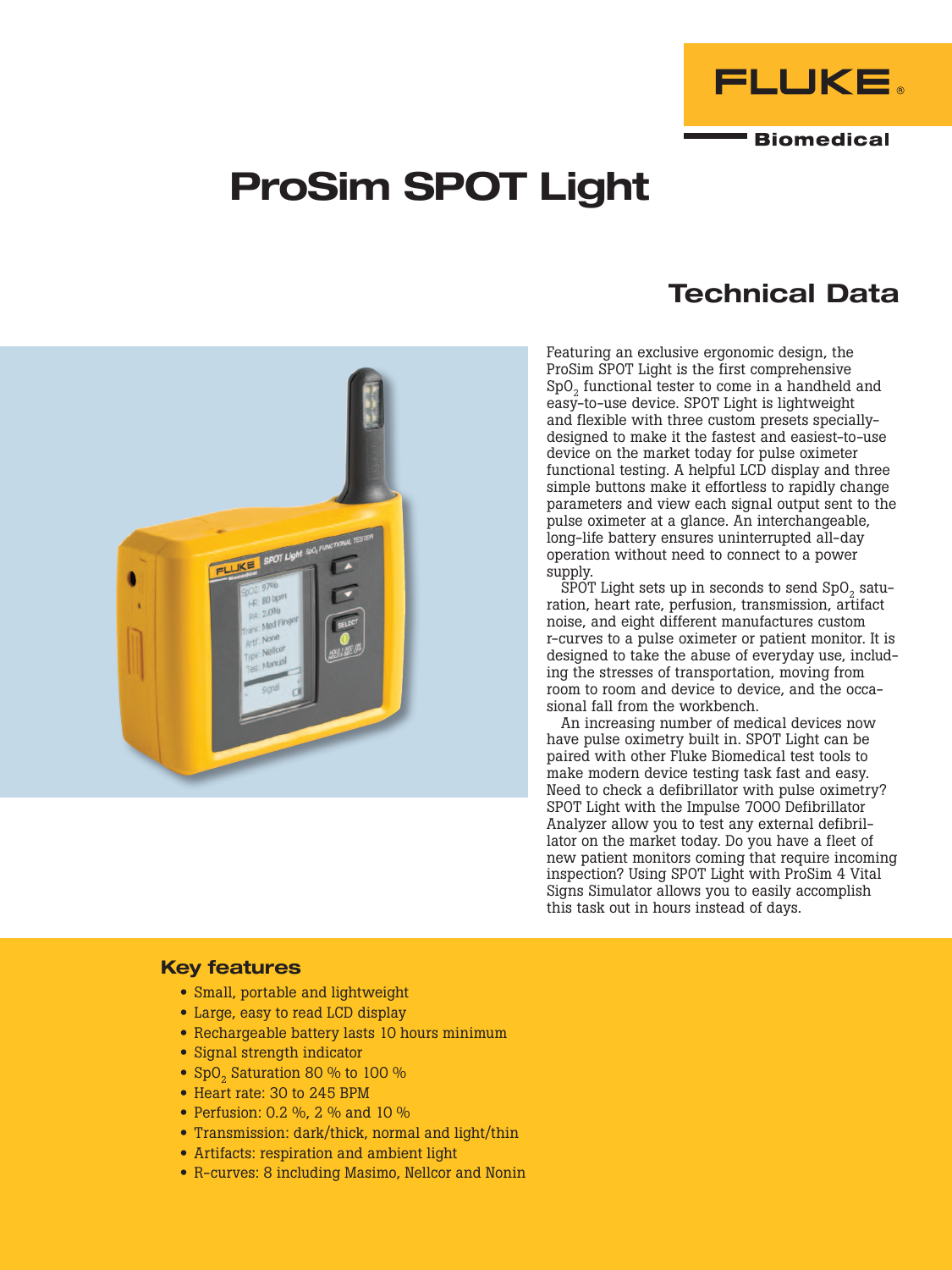# ProSim SPOT Light

## Technical Data

Featuring an exclusive ergonomic design, the ProSim SPOT Light is the first comprehensive $SpO_2$ functional tester to come in a handheld and easy-to-use device. SPOT Light is lightweight and flexible with three custom presets specially-designed to make it the fastest and easiest-to-use device on the market today for pulse oximeter functional testing. A helpful LCD display and three simple buttons make it effortless to rapidly change parameters and view each signal output sent to the pulse oximeter at a glance. An interchangeable, long-life battery ensures uninterrupted all-day operation without need to connect to a power supply.

SPOT Light sets up in seconds to send $SpO_2$ saturation, heart rate, perfusion, transmission, artifact noise, and eight different manufactures custom r-curves to a pulse oximeter or patient monitor. It is designed to take the abuse of everyday use, including the stresses of transportation, moving from room to room and device to device, and the occasional fall from the workbench.

An increasing number of medical devices now have pulse oximetry built in. SPOT Light can be paired with other Fluke Biomedical test tools to make modern device testing task fast and easy. Need to check a defibrillator with pulse oximetry? SPOT Light with the Impulse 7000 Defibrillator Analyzer allow you to test any external defibrillator on the market today. Do you have a fleet of new patient monitors coming that require incoming inspection? Using SPOT Light with ProSim 4 Vital Signs Simulator allows you to easily accomplish this task out in hours instead of days.

### Key features

- Small, portable and lightweight
- Large, easy to read LCD display
- Rechargeable battery lasts 10 hours minimum
- Signal strength indicator
- $SpO_2$ Saturation 80 % to 100 %
- Heart rate: 30 to 245 BPM
- Perfusion: 0.2 %, 2 % and 10 %
- Transmission: dark/thick, normal and light/thin
- Artifacts: respiration and ambient light
- R-curves: 8 including Masimo, Nellcor and Nonin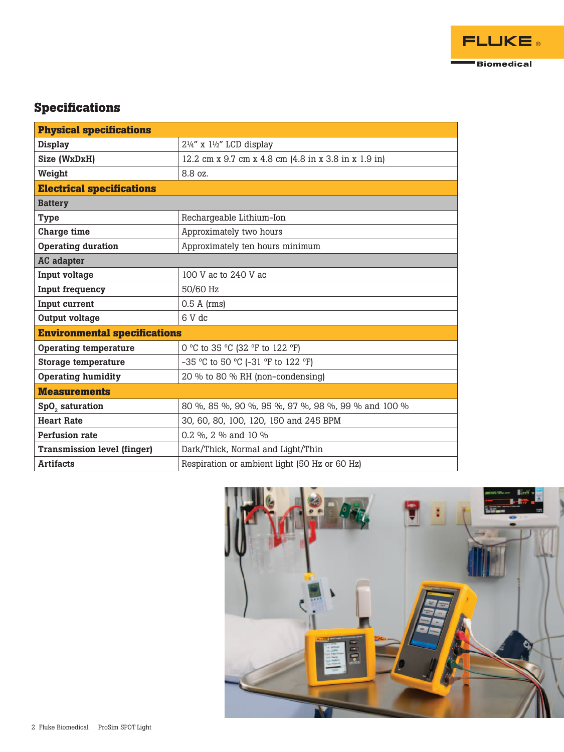## Specifications

| Physical specifications | |
|---|---|
| **Display** | 2¼" x 1½" LCD display |
| **Size (WxDxH)** | 12.2 cm x 9.7 cm x 4.8 cm (4.8 in x 3.8 in x 1.9 in) |
| **Weight** | 8.8 oz. |
| **Electrical specifications** | |
| **Battery** | |
| **Type** | Rechargeable Lithium-Ion |
| **Charge time** | Approximately two hours |
| **Operating duration** | Approximately ten hours minimum |
| **AC adapter** | |
| **Input voltage** | 100 V ac to 240 V ac |
| **Input frequency** | 50/60 Hz |
| **Input current** | 0.5 A (rms) |
| **Output voltage** | 6 V dc |
| **Environmental specifications** | |
| **Operating temperature** | 0 °C to 35 °C (32 °F to 122 °F) |
| **Storage temperature** | -35 °C to 50 °C (-31 °F to 122 °F) |
| **Operating humidity** | 20 % to 80 % RH (non-condensing) |
| **Measurements** | |
| **$SpO_2$ saturation** | 80 %, 85 %, 90 %, 95 %, 97 %, 98 %, 99 % and 100 % |
| **Heart Rate** | 30, 60, 80, 100, 120, 150 and 245 BPM |
| **Perfusion rate** | 0.2 %, 2 % and 10 % |
| **Transmission level (finger)** | Dark/Thick, Normal and Light/Thin |
| **Artifacts** | Respiration or ambient light (50 Hz or 60 Hz) |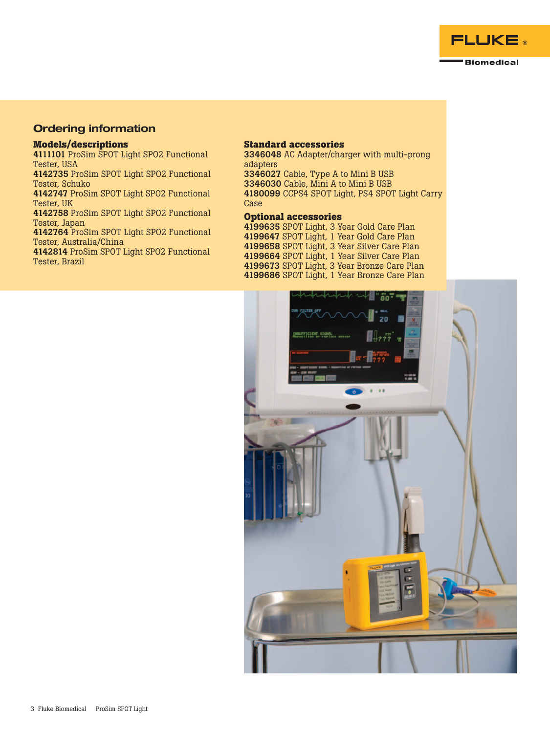## Ordering information

### Models/descriptions

**4111101** ProSim SPOT Light SPO2 Functional Tester, USA
**4142735** ProSim SPOT Light SPO2 Functional Tester, Schuko
**4142747** ProSim SPOT Light SPO2 Functional Tester, UK
**4142758** ProSim SPOT Light SPO2 Functional Tester, Japan
**4142764** ProSim SPOT Light SPO2 Functional Tester, Australia/China
**4142814** ProSim SPOT Light SPO2 Functional Tester, Brazil

### Standard accessories

**3346048** AC Adapter/charger with multi-prong adapters
**3346027** Cable, Type A to Mini B USB
**3346030** Cable, Mini A to Mini B USB
**4180099** CCPS4 SPOT Light, PS4 SPOT Light Carry Case

### Optional accessories

**4199635** SPOT Light, 3 Year Gold Care Plan
**4199647** SPOT Light, 1 Year Gold Care Plan
**4199658** SPOT Light, 3 Year Silver Care Plan
**4199664** SPOT Light, 1 Year Silver Care Plan
**4199673** SPOT Light, 3 Year Bronze Care Plan
**4199686** SPOT Light, 1 Year Bronze Care Plan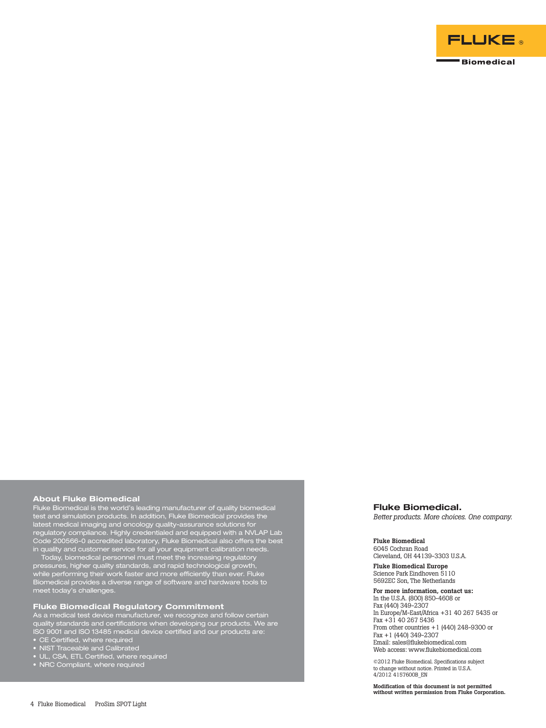FLUKE ®

Biomedical

## About Fluke Biomedical

Fluke Biomedical is the world's leading manufacturer of quality biomedical test and simulation products. In addition, Fluke Biomedical provides the latest medical imaging and oncology quality-assurance solutions for regulatory compliance. Highly credentialed and equipped with a NVLAP Lab Code 200566-0 accredited laboratory, Fluke Biomedical also offers the best in quality and customer service for all your equipment calibration needs.

Today, biomedical personnel must meet the increasing regulatory pressures, higher quality standards, and rapid technological growth, while performing their work faster and more efficiently than ever. Fluke Biomedical provides a diverse range of software and hardware tools to meet today's challenges.

## Fluke Biomedical Regulatory Commitment

As a medical test device manufacturer, we recognize and follow certain quality standards and certifications when developing our products. We are ISO 9001 and ISO 13485 medical device certified and our products are:

- CE Certified, where required
- NIST Traceable and Calibrated
- UL, CSA, ETL Certified, where required
- NRC Compliant, where required

**Fluke Biomedical.**
*Better products. More choices. One company.*

**Fluke Biomedical**
6045 Cochran Road
Cleveland, OH 44139-3303 U.S.A.

**Fluke Biomedical Europe**
Science Park Eindhoven 5110
5692EC Son, The Netherlands

**For more information, contact us:**
In the U.S.A. (800) 850-4608 or
Fax (440) 349-2307
In Europe/M-East/Africa +31 40 267 5435 or
Fax +31 40 267 5436
From other countries +1 (440) 248-9300 or
Fax +1 (440) 349-2307
Email: sales@flukebiomedical.com
Web access: www.flukebiomedical.com

©2012 Fluke Biomedical. Specifications subject to change without notice. Printed in U.S.A.
4/2012 4157600B_EN

**Modification of this document is not permitted without written permission from Fluke Corporation.**